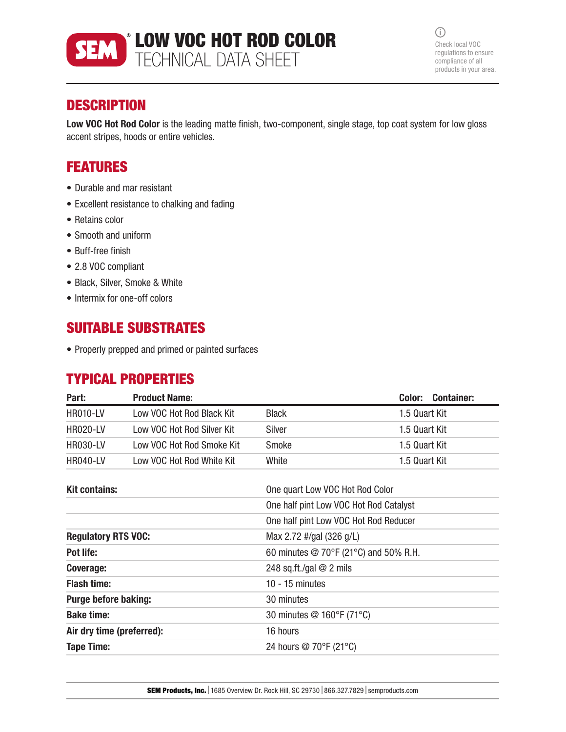# LOW VOC HOT ROD COLOR

## TECHNICAL DATA SHEET

Check local VOC regulations to ensure compliance of all products in your area.

## DESCRIPTION

**Low VOC Hot Rod Color** is the leading matte finish, two-component, single stage, top coat system for low gloss accent stripes, hoods or entire vehicles.

## FEATURES

- Durable and mar resistant
- Excellent resistance to chalking and fading
- Retains color
- Smooth and uniform
- Buff-free finish
- 2.8 VOC compliant
- Black, Silver, Smoke & White
- Intermix for one-off colors

## SUITABLE SUBSTRATES

- Properly prepped and primed or painted surfaces

## TYPICAL PROPERTIES

| Part: | Product Name: | Color: | Container: |
|---|---|---|---|
| HR010-LV | Low VOC Hot Rod Black Kit | Black | 1.5 Quart Kit |
| HR020-LV | Low VOC Hot Rod Silver Kit | Silver | 1.5 Quart Kit |
| HR030-LV | Low VOC Hot Rod Smoke Kit | Smoke | 1.5 Quart Kit |
| HR040-LV | Low VOC Hot Rod White Kit | White | 1.5 Quart Kit |

| | |
|---|---|
| **Kit contains:** | One quart Low VOC Hot Rod Color |
| | One half pint Low VOC Hot Rod Catalyst |
| | One half pint Low VOC Hot Rod Reducer |
| **Regulatory RTS VOC:** | Max 2.72 #/gal (326 g/L) |
| **Pot life:** | 60 minutes @ 70°F (21°C) and 50% R.H. |
| **Coverage:** | 248 sq.ft./gal @ 2 mils |
| **Flash time:** | 10 - 15 minutes |
| **Purge before baking:** | 30 minutes |
| **Bake time:** | 30 minutes @ 160°F (71°C) |
| **Air dry time (preferred):** | 16 hours |
| **Tape Time:** | 24 hours @ 70°F (21°C) |

**SEM Products, Inc.** | 1685 Overview Dr. Rock Hill, SC 29730 | 866.327.7829 | semproducts.com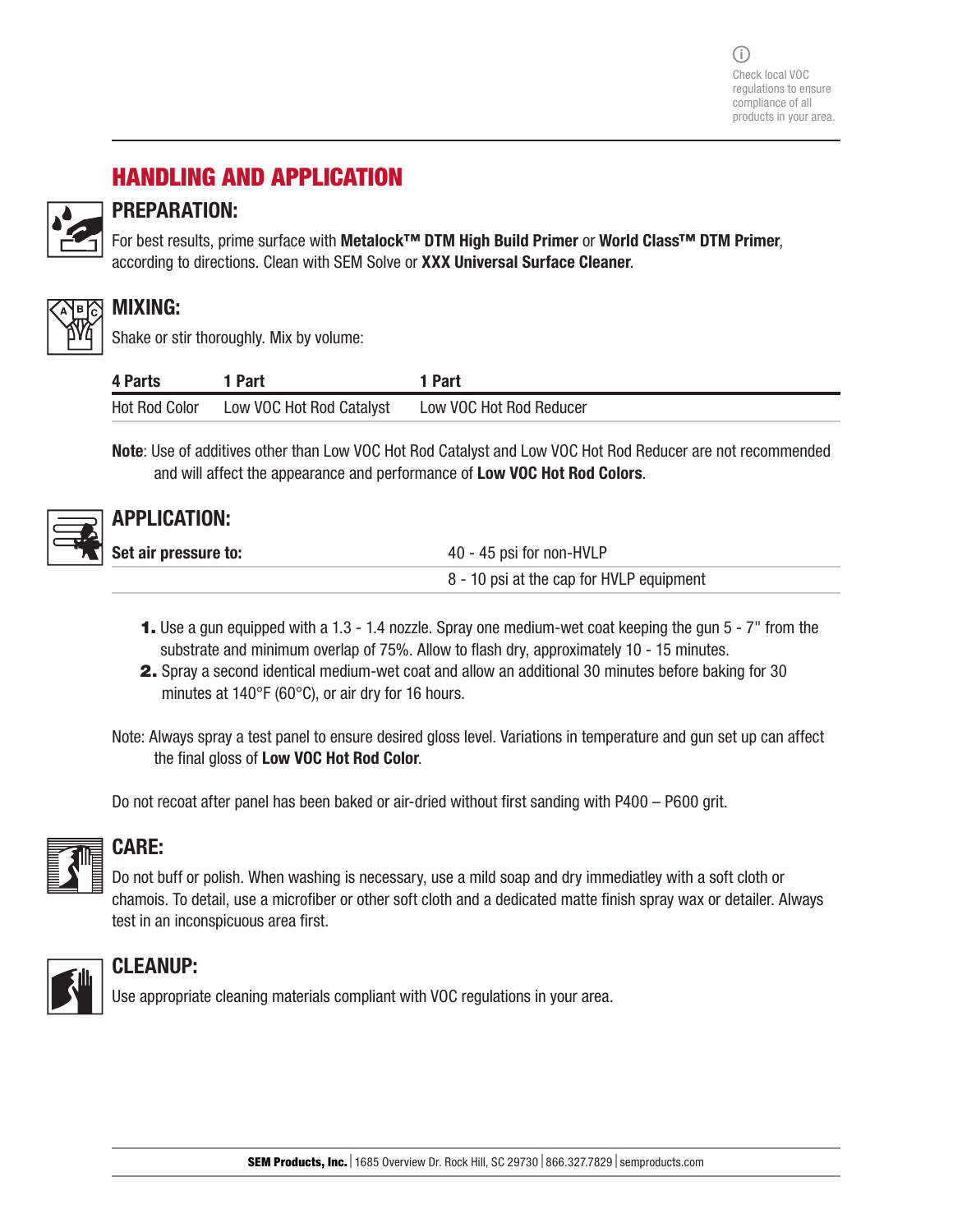Check local VOC regulations to ensure compliance of all products in your area.

# HANDLING AND APPLICATION

## PREPARATION:

For best results, prime surface with **Metalock™ DTM High Build Primer** or **World Class™ DTM Primer**, according to directions. Clean with SEM Solve or **XXX Universal Surface Cleaner**.

## MIXING:

Shake or stir thoroughly. Mix by volume:

| 4 Parts | 1 Part | 1 Part |
|---|---|---|
| Hot Rod Color | Low VOC Hot Rod Catalyst | Low VOC Hot Rod Reducer |

**Note**: Use of additives other than Low VOC Hot Rod Catalyst and Low VOC Hot Rod Reducer are not recommended and will affect the appearance and performance of **Low VOC Hot Rod Colors**.

## APPLICATION:

| Set air pressure to: | 40 - 45 psi for non-HVLP |
|---|---|
| | 8 - 10 psi at the cap for HVLP equipment |

1. Use a gun equipped with a 1.3 - 1.4 nozzle. Spray one medium-wet coat keeping the gun 5 - 7" from the substrate and minimum overlap of 75%. Allow to flash dry, approximately 10 - 15 minutes.
2. Spray a second identical medium-wet coat and allow an additional 30 minutes before baking for 30 minutes at 140°F (60°C), or air dry for 16 hours.

Note: Always spray a test panel to ensure desired gloss level. Variations in temperature and gun set up can affect the final gloss of **Low VOC Hot Rod Color**.

Do not recoat after panel has been baked or air-dried without first sanding with P400 – P600 grit.

## CARE:

Do not buff or polish. When washing is necessary, use a mild soap and dry immediatley with a soft cloth or chamois. To detail, use a microfiber or other soft cloth and a dedicated matte finish spray wax or detailer. Always test in an inconspicuous area first.

## CLEANUP:

Use appropriate cleaning materials compliant with VOC regulations in your area.

**SEM Products, Inc.** | 1685 Overview Dr. Rock Hill, SC 29730 | 866.327.7829 | semproducts.com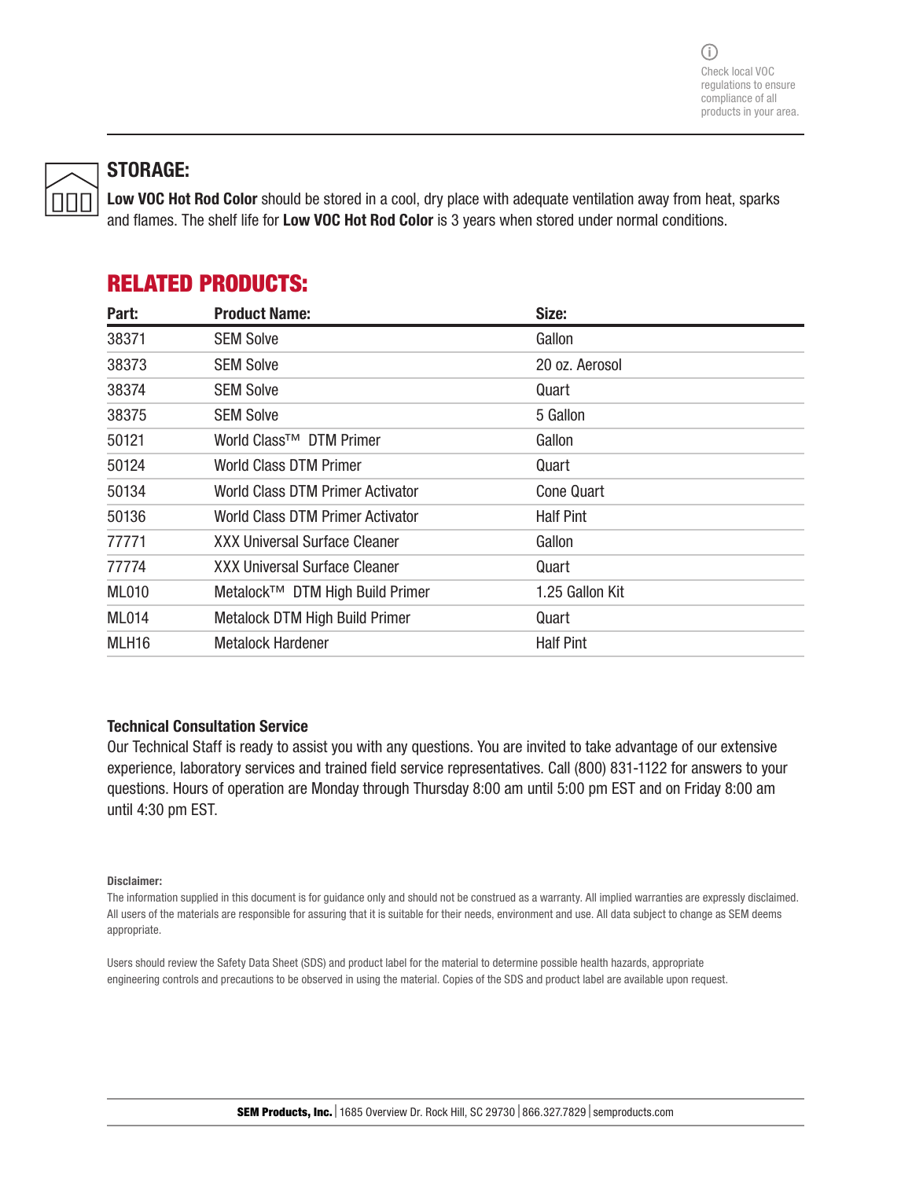Check local VOC regulations to ensure compliance of all products in your area.

## STORAGE:

**Low VOC Hot Rod Color** should be stored in a cool, dry place with adequate ventilation away from heat, sparks and flames. The shelf life for **Low VOC Hot Rod Color** is 3 years when stored under normal conditions.

## RELATED PRODUCTS:

| Part: | Product Name: | Size: |
|---|---|---|
| 38371 | SEM Solve | Gallon |
| 38373 | SEM Solve | 20 oz. Aerosol |
| 38374 | SEM Solve | Quart |
| 38375 | SEM Solve | 5 Gallon |
| 50121 | World Class™ DTM Primer | Gallon |
| 50124 | World Class DTM Primer | Quart |
| 50134 | World Class DTM Primer Activator | Cone Quart |
| 50136 | World Class DTM Primer Activator | Half Pint |
| 77771 | XXX Universal Surface Cleaner | Gallon |
| 77774 | XXX Universal Surface Cleaner | Quart |
| ML010 | Metalock™ DTM High Build Primer | 1.25 Gallon Kit |
| ML014 | Metalock DTM High Build Primer | Quart |
| MLH16 | Metalock Hardener | Half Pint |

### Technical Consultation Service

Our Technical Staff is ready to assist you with any questions. You are invited to take advantage of our extensive experience, laboratory services and trained field service representatives. Call (800) 831-1122 for answers to your questions. Hours of operation are Monday through Thursday 8:00 am until 5:00 pm EST and on Friday 8:00 am until 4:30 pm EST.

**Disclaimer:**

The information supplied in this document is for guidance only and should not be construed as a warranty. All implied warranties are expressly disclaimed. All users of the materials are responsible for assuring that it is suitable for their needs, environment and use. All data subject to change as SEM deems appropriate.

Users should review the Safety Data Sheet (SDS) and product label for the material to determine possible health hazards, appropriate engineering controls and precautions to be observed in using the material. Copies of the SDS and product label are available upon request.

**SEM Products, Inc.** | 1685 Overview Dr. Rock Hill, SC 29730 | 866.327.7829 | semproducts.com